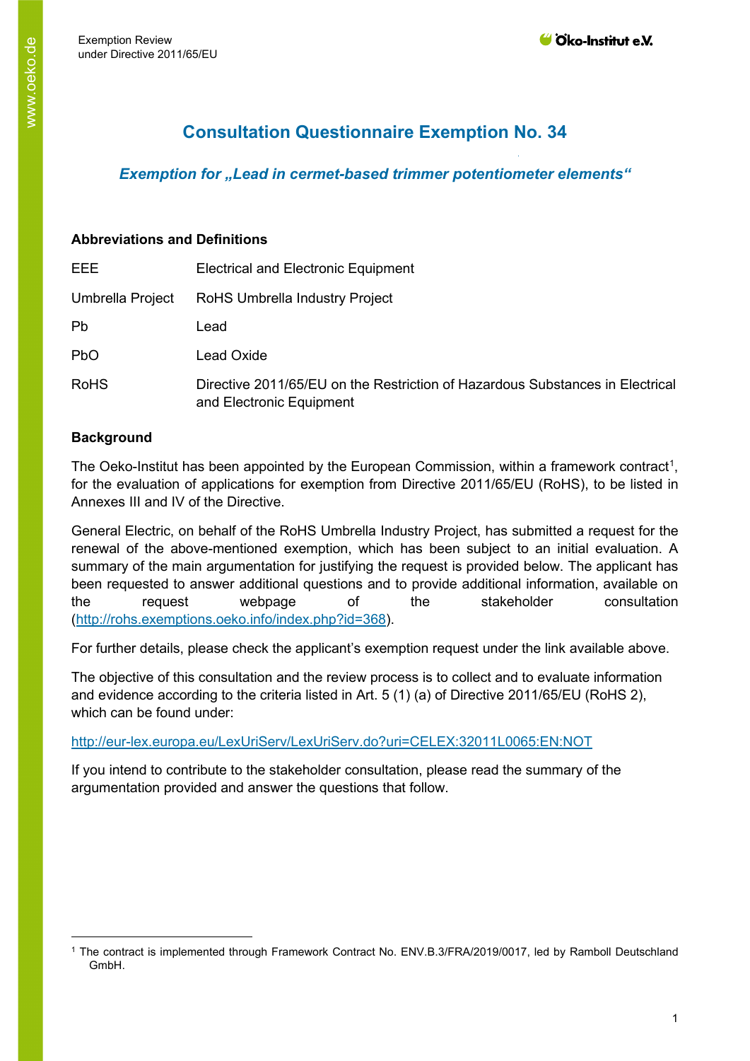# Consultation Questionnaire Exemption No. 34

## *Exemption for „Lead in cermet-based trimmer potentiometer elements"*

**Abbreviations and Definitions**

| | |
|---|---|
| EEE | Electrical and Electronic Equipment |
| Umbrella Project | RoHS Umbrella Industry Project |
| Pb | Lead |
| PbO | Lead Oxide |
| RoHS | Directive 2011/65/EU on the Restriction of Hazardous Substances in Electrical and Electronic Equipment |

**Background**

The Oeko-Institut has been appointed by the European Commission, within a framework contract[1], for the evaluation of applications for exemption from Directive 2011/65/EU (RoHS), to be listed in Annexes III and IV of the Directive.

General Electric, on behalf of the RoHS Umbrella Industry Project, has submitted a request for the renewal of the above-mentioned exemption, which has been subject to an initial evaluation. A summary of the main argumentation for justifying the request is provided below. The applicant has been requested to answer additional questions and to provide additional information, available on the request webpage of the stakeholder consultation (http://rohs.exemptions.oeko.info/index.php?id=368).

For further details, please check the applicant's exemption request under the link available above.

The objective of this consultation and the review process is to collect and to evaluate information and evidence according to the criteria listed in Art. 5 (1) (a) of Directive 2011/65/EU (RoHS 2), which can be found under:

http://eur-lex.europa.eu/LexUriServ/LexUriServ.do?uri=CELEX:32011L0065:EN:NOT

If you intend to contribute to the stakeholder consultation, please read the summary of the argumentation provided and answer the questions that follow.

---

[1] The contract is implemented through Framework Contract No. ENV.B.3/FRA/2019/0017, led by Ramboll Deutschland GmbH.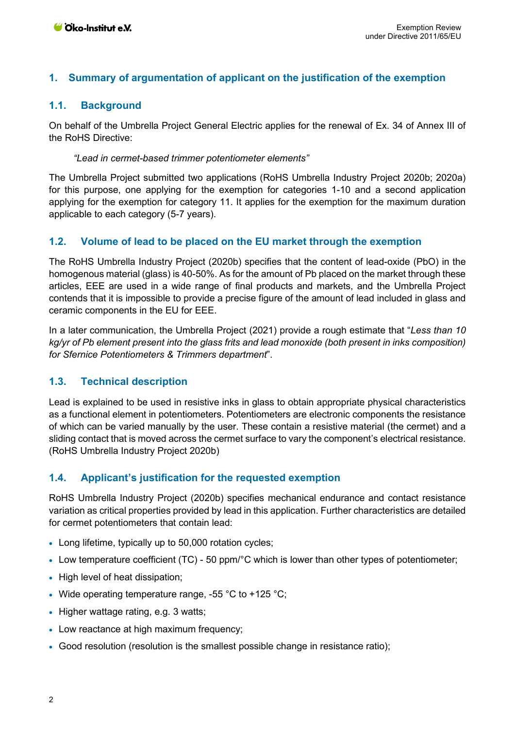## 1. Summary of argumentation of applicant on the justification of the exemption

### 1.1. Background

On behalf of the Umbrella Project General Electric applies for the renewal of Ex. 34 of Annex III of the RoHS Directive:

> *"Lead in cermet-based trimmer potentiometer elements"*

The Umbrella Project submitted two applications (RoHS Umbrella Industry Project 2020b; 2020a) for this purpose, one applying for the exemption for categories 1-10 and a second application applying for the exemption for category 11. It applies for the exemption for the maximum duration applicable to each category (5-7 years).

### 1.2. Volume of lead to be placed on the EU market through the exemption

The RoHS Umbrella Industry Project (2020b) specifies that the content of lead-oxide (PbO) in the homogenous material (glass) is 40-50%. As for the amount of Pb placed on the market through these articles, EEE are used in a wide range of final products and markets, and the Umbrella Project contends that it is impossible to provide a precise figure of the amount of lead included in glass and ceramic components in the EU for EEE.

In a later communication, the Umbrella Project (2021) provide a rough estimate that "*Less than 10 kg/yr of Pb element present into the glass frits and lead monoxide (both present in inks composition) for Sfernice Potentiometers & Trimmers department*".

### 1.3. Technical description

Lead is explained to be used in resistive inks in glass to obtain appropriate physical characteristics as a functional element in potentiometers. Potentiometers are electronic components the resistance of which can be varied manually by the user. These contain a resistive material (the cermet) and a sliding contact that is moved across the cermet surface to vary the component's electrical resistance. (RoHS Umbrella Industry Project 2020b)

### 1.4. Applicant's justification for the requested exemption

RoHS Umbrella Industry Project (2020b) specifies mechanical endurance and contact resistance variation as critical properties provided by lead in this application. Further characteristics are detailed for cermet potentiometers that contain lead:

- Long lifetime, typically up to 50,000 rotation cycles;
- Low temperature coefficient (TC) - 50 ppm/°C which is lower than other types of potentiometer;
- High level of heat dissipation;
- Wide operating temperature range, -55 °C to +125 °C;
- Higher wattage rating, e.g. 3 watts;
- Low reactance at high maximum frequency;
- Good resolution (resolution is the smallest possible change in resistance ratio);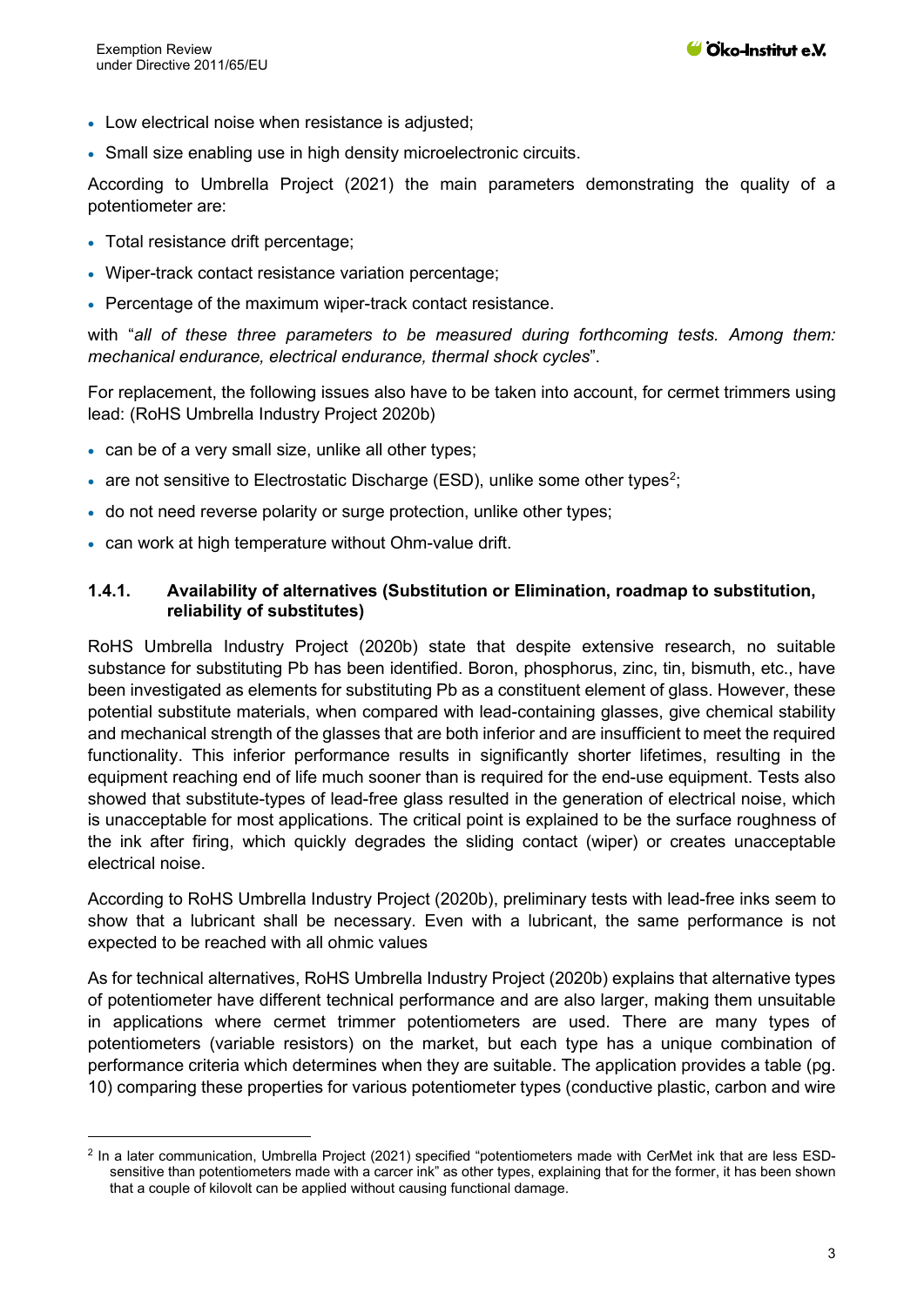- Low electrical noise when resistance is adjusted;
- Small size enabling use in high density microelectronic circuits.

According to Umbrella Project (2021) the main parameters demonstrating the quality of a potentiometer are:

- Total resistance drift percentage;
- Wiper-track contact resistance variation percentage;
- Percentage of the maximum wiper-track contact resistance.

with "*all of these three parameters to be measured during forthcoming tests. Among them: mechanical endurance, electrical endurance, thermal shock cycles*".

For replacement, the following issues also have to be taken into account, for cermet trimmers using lead: (RoHS Umbrella Industry Project 2020b)

- can be of a very small size, unlike all other types;
- are not sensitive to Electrostatic Discharge (ESD), unlike some other types[2];
- do not need reverse polarity or surge protection, unlike other types;
- can work at high temperature without Ohm-value drift.

### 1.4.1. Availability of alternatives (Substitution or Elimination, roadmap to substitution, reliability of substitutes)

RoHS Umbrella Industry Project (2020b) state that despite extensive research, no suitable substance for substituting Pb has been identified. Boron, phosphorus, zinc, tin, bismuth, etc., have been investigated as elements for substituting Pb as a constituent element of glass. However, these potential substitute materials, when compared with lead-containing glasses, give chemical stability and mechanical strength of the glasses that are both inferior and are insufficient to meet the required functionality. This inferior performance results in significantly shorter lifetimes, resulting in the equipment reaching end of life much sooner than is required for the end-use equipment. Tests also showed that substitute-types of lead-free glass resulted in the generation of electrical noise, which is unacceptable for most applications. The critical point is explained to be the surface roughness of the ink after firing, which quickly degrades the sliding contact (wiper) or creates unacceptable electrical noise.

According to RoHS Umbrella Industry Project (2020b), preliminary tests with lead-free inks seem to show that a lubricant shall be necessary. Even with a lubricant, the same performance is not expected to be reached with all ohmic values

As for technical alternatives, RoHS Umbrella Industry Project (2020b) explains that alternative types of potentiometer have different technical performance and are also larger, making them unsuitable in applications where cermet trimmer potentiometers are used. There are many types of potentiometers (variable resistors) on the market, but each type has a unique combination of performance criteria which determines when they are suitable. The application provides a table (pg. 10) comparing these properties for various potentiometer types (conductive plastic, carbon and wire

[2] In a later communication, Umbrella Project (2021) specified "potentiometers made with CerMet ink that are less ESD-sensitive than potentiometers made with a carcer ink" as other types, explaining that for the former, it has been shown that a couple of kilovolt can be applied without causing functional damage.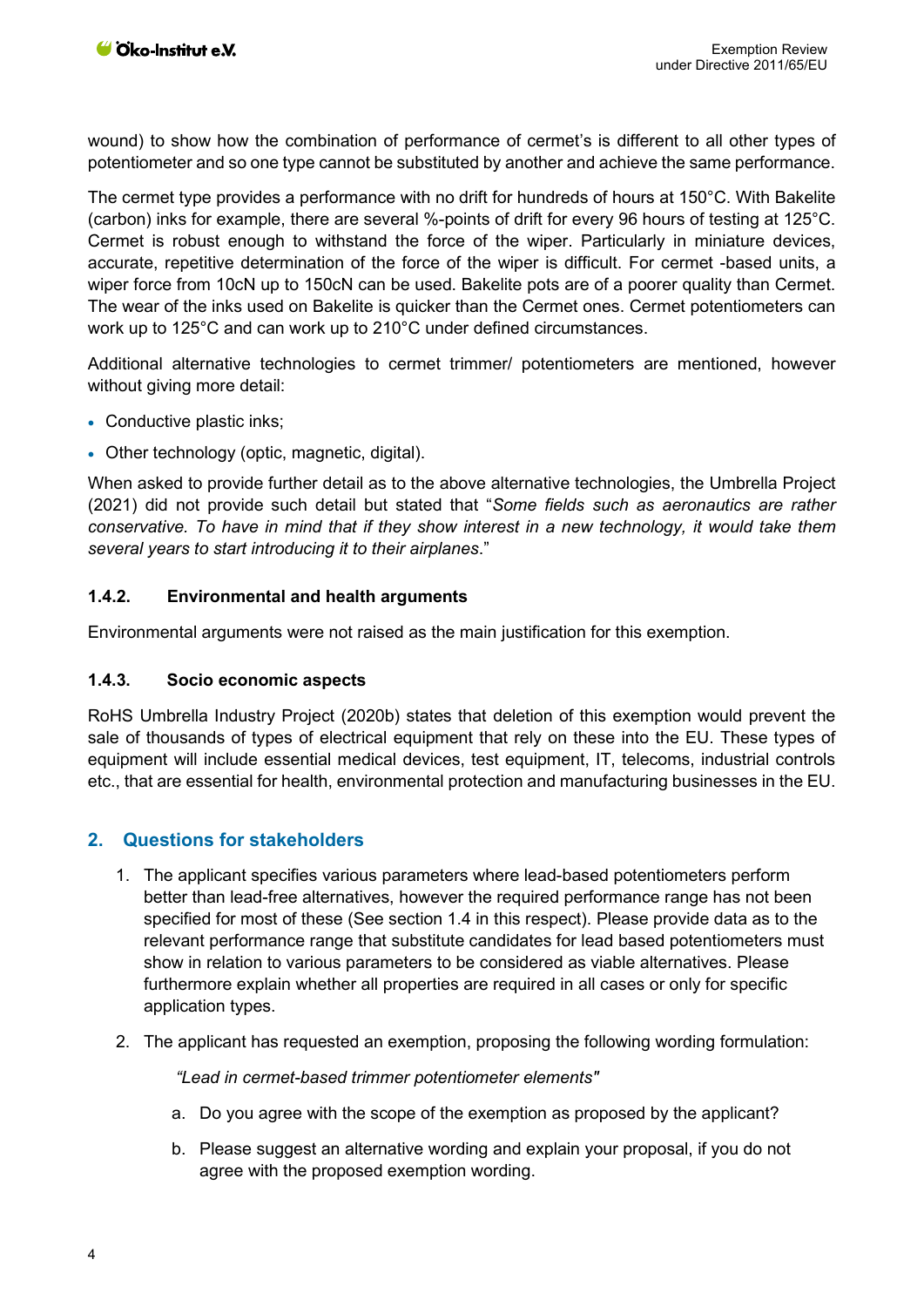wound) to show how the combination of performance of cermet's is different to all other types of potentiometer and so one type cannot be substituted by another and achieve the same performance.

The cermet type provides a performance with no drift for hundreds of hours at 150°C. With Bakelite (carbon) inks for example, there are several %-points of drift for every 96 hours of testing at 125°C. Cermet is robust enough to withstand the force of the wiper. Particularly in miniature devices, accurate, repetitive determination of the force of the wiper is difficult. For cermet -based units, a wiper force from 10cN up to 150cN can be used. Bakelite pots are of a poorer quality than Cermet. The wear of the inks used on Bakelite is quicker than the Cermet ones. Cermet potentiometers can work up to 125°C and can work up to 210°C under defined circumstances.

Additional alternative technologies to cermet trimmer/ potentiometers are mentioned, however without giving more detail:

- Conductive plastic inks;
- Other technology (optic, magnetic, digital).

When asked to provide further detail as to the above alternative technologies, the Umbrella Project (2021) did not provide such detail but stated that "*Some fields such as aeronautics are rather conservative. To have in mind that if they show interest in a new technology, it would take them several years to start introducing it to their airplanes*."

### 1.4.2. Environmental and health arguments

Environmental arguments were not raised as the main justification for this exemption.

### 1.4.3. Socio economic aspects

RoHS Umbrella Industry Project (2020b) states that deletion of this exemption would prevent the sale of thousands of types of electrical equipment that rely on these into the EU. These types of equipment will include essential medical devices, test equipment, IT, telecoms, industrial controls etc., that are essential for health, environmental protection and manufacturing businesses in the EU.

## 2. Questions for stakeholders

1. The applicant specifies various parameters where lead-based potentiometers perform better than lead-free alternatives, however the required performance range has not been specified for most of these (See section 1.4 in this respect). Please provide data as to the relevant performance range that substitute candidates for lead based potentiometers must show in relation to various parameters to be considered as viable alternatives. Please furthermore explain whether all properties are required in all cases or only for specific application types.
2. The applicant has requested an exemption, proposing the following wording formulation:

   *"Lead in cermet-based trimmer potentiometer elements"*

   a. Do you agree with the scope of the exemption as proposed by the applicant?

   b. Please suggest an alternative wording and explain your proposal, if you do not agree with the proposed exemption wording.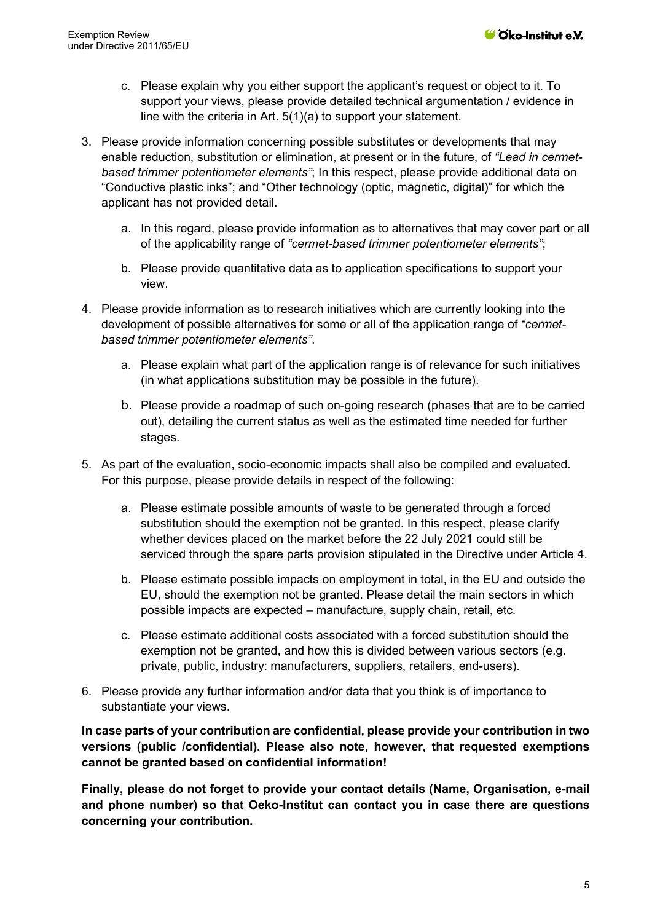c. Please explain why you either support the applicant's request or object to it. To support your views, please provide detailed technical argumentation / evidence in line with the criteria in Art. 5(1)(a) to support your statement.

3. Please provide information concerning possible substitutes or developments that may enable reduction, substitution or elimination, at present or in the future, of *"Lead in cermet-based trimmer potentiometer elements"*; In this respect, please provide additional data on "Conductive plastic inks"; and "Other technology (optic, magnetic, digital)" for which the applicant has not provided detail.

   a. In this regard, please provide information as to alternatives that may cover part or all of the applicability range of *"cermet-based trimmer potentiometer elements"*;

   b. Please provide quantitative data as to application specifications to support your view.

4. Please provide information as to research initiatives which are currently looking into the development of possible alternatives for some or all of the application range of *"cermet-based trimmer potentiometer elements"*.

   a. Please explain what part of the application range is of relevance for such initiatives (in what applications substitution may be possible in the future).

   b. Please provide a roadmap of such on-going research (phases that are to be carried out), detailing the current status as well as the estimated time needed for further stages.

5. As part of the evaluation, socio-economic impacts shall also be compiled and evaluated. For this purpose, please provide details in respect of the following:

   a. Please estimate possible amounts of waste to be generated through a forced substitution should the exemption not be granted. In this respect, please clarify whether devices placed on the market before the 22 July 2021 could still be serviced through the spare parts provision stipulated in the Directive under Article 4.

   b. Please estimate possible impacts on employment in total, in the EU and outside the EU, should the exemption not be granted. Please detail the main sectors in which possible impacts are expected – manufacture, supply chain, retail, etc.

   c. Please estimate additional costs associated with a forced substitution should the exemption not be granted, and how this is divided between various sectors (e.g. private, public, industry: manufacturers, suppliers, retailers, end-users).

6. Please provide any further information and/or data that you think is of importance to substantiate your views.

**In case parts of your contribution are confidential, please provide your contribution in two versions (public /confidential). Please also note, however, that requested exemptions cannot be granted based on confidential information!**

**Finally, please do not forget to provide your contact details (Name, Organisation, e-mail and phone number) so that Oeko-Institut can contact you in case there are questions concerning your contribution.**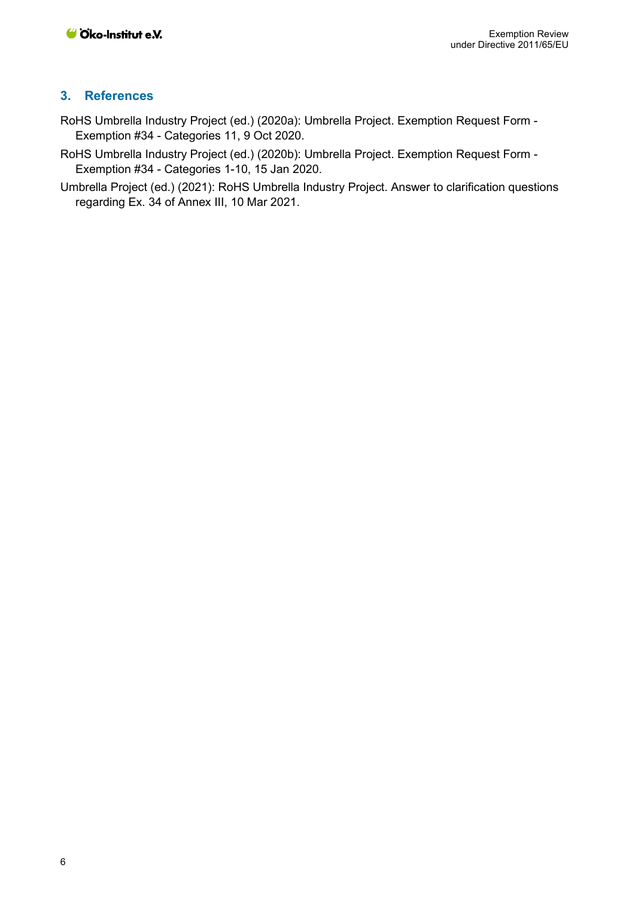## 3. References

RoHS Umbrella Industry Project (ed.) (2020a): Umbrella Project. Exemption Request Form - Exemption #34 - Categories 11, 9 Oct 2020.

RoHS Umbrella Industry Project (ed.) (2020b): Umbrella Project. Exemption Request Form - Exemption #34 - Categories 1-10, 15 Jan 2020.

Umbrella Project (ed.) (2021): RoHS Umbrella Industry Project. Answer to clarification questions regarding Ex. 34 of Annex III, 10 Mar 2021.